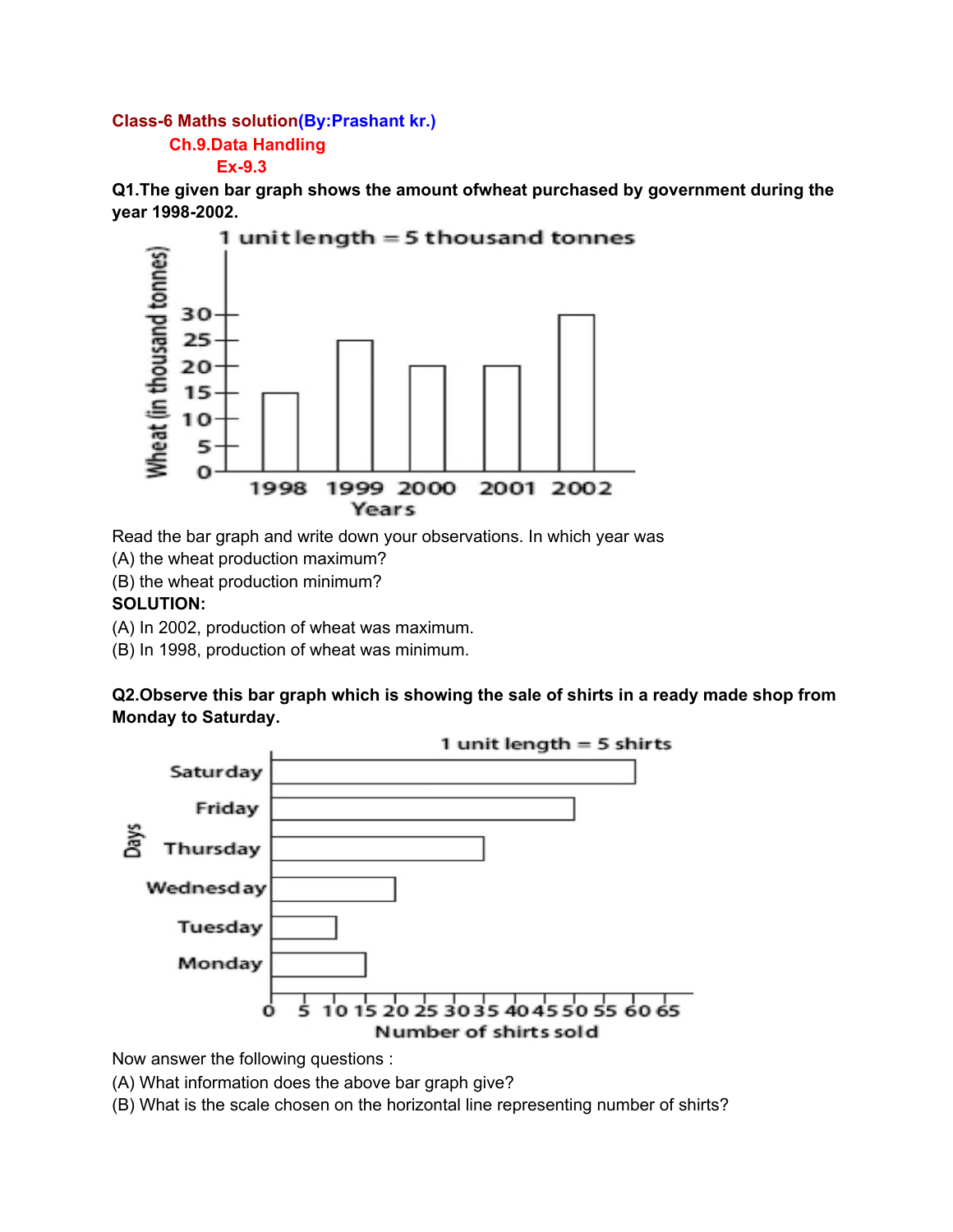Class-6 Maths solution(By:Prashant kr.)

Ch.9.Data Handling

Ex-9.3

**Q1.The given bar graph shows the amount ofwheat purchased by government during the year 1998-2002.**

1 unit length = 5 thousand tonnes

Read the bar graph and write down your observations. In which year was

(A) the wheat production maximum?

(B) the wheat production minimum?

**SOLUTION:**

(A) In 2002, production of wheat was maximum.

(B) In 1998, production of wheat was minimum.

**Q2.Observe this bar graph which is showing the sale of shirts in a ready made shop from Monday to Saturday.**

1 unit length = 5 shirts

Now answer the following questions :

(A) What information does the above bar graph give?

(B) What is the scale chosen on the horizontal line representing number of shirts?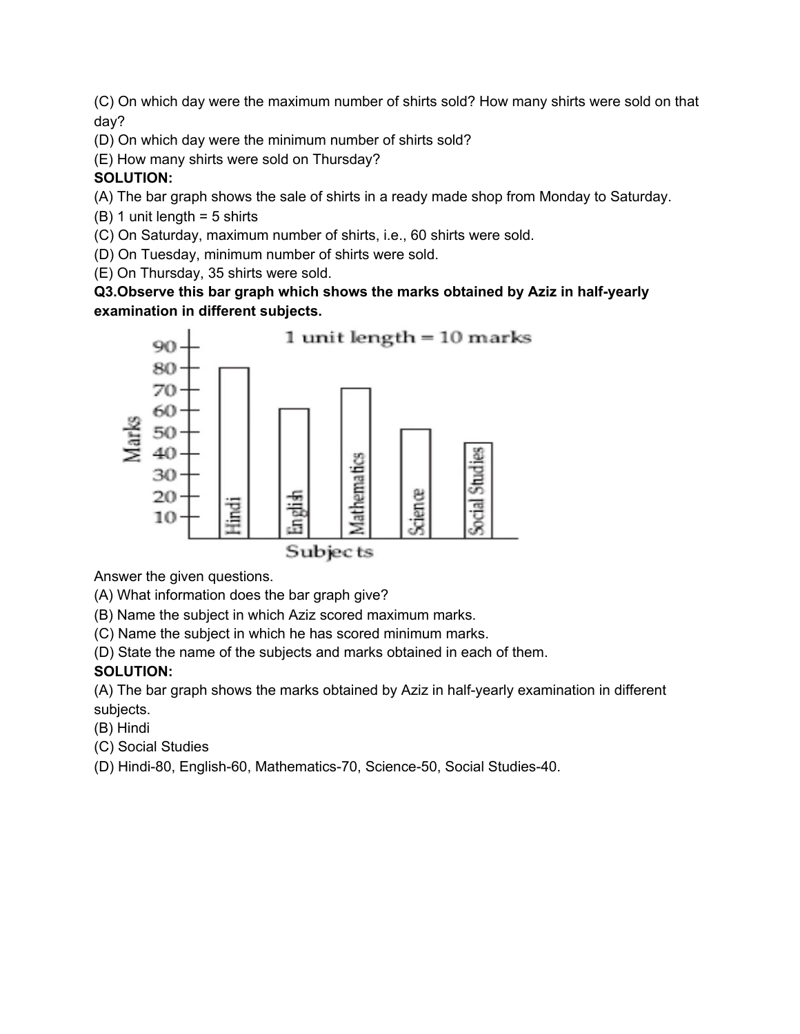(C) On which day were the maximum number of shirts sold? How many shirts were sold on that day?

(D) On which day were the minimum number of shirts sold?

(E) How many shirts were sold on Thursday?

**SOLUTION:**

(A) The bar graph shows the sale of shirts in a ready made shop from Monday to Saturday.

(B) 1 unit length = 5 shirts

(C) On Saturday, maximum number of shirts, i.e., 60 shirts were sold.

(D) On Tuesday, minimum number of shirts were sold.

(E) On Thursday, 35 shirts were sold.

**Q3.Observe this bar graph which shows the marks obtained by Aziz in half-yearly examination in different subjects.**

1 unit length = 10 marks

Marks

90
80
70
60
50
40
30
20
10

Hindi
English
Mathematics
Science
Social Studies

Subjects

Answer the given questions.

(A) What information does the bar graph give?

(B) Name the subject in which Aziz scored maximum marks.

(C) Name the subject in which he has scored minimum marks.

(D) State the name of the subjects and marks obtained in each of them.

**SOLUTION:**

(A) The bar graph shows the marks obtained by Aziz in half-yearly examination in different subjects.

(B) Hindi

(C) Social Studies

(D) Hindi-80, English-60, Mathematics-70, Science-50, Social Studies-40.